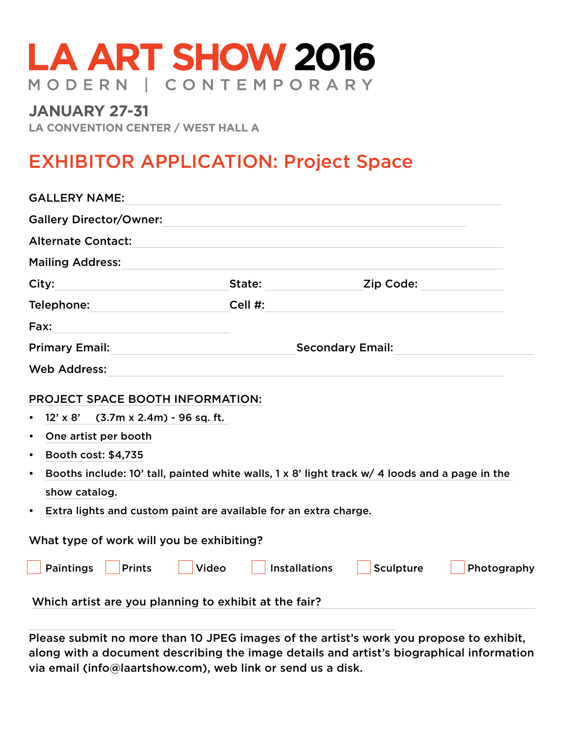# LA ART SHOW 2016

MODERN | CONTEMPORARY

**JANUARY 27-31**

LA CONVENTION CENTER / WEST HALL A

## EXHIBITOR APPLICATION: Project Space

GALLERY NAME: ______________________________

Gallery Director/Owner: ______________________________

Alternate Contact: ______________________________

Mailing Address: ______________________________

City: ______________ State: ______________ Zip Code: ______________

Telephone: ______________ Cell #: ______________

Fax: ______________

Primary Email: ______________ Secondary Email: ______________

Web Address: ______________________________

### PROJECT SPACE BOOTH INFORMATION:

- 12' x 8' (3.7m x 2.4m) - 96 sq. ft.
- One artist per booth
- Booth cost: $4,735
- Booths include: 10' tall, painted white walls, 1 x 8' light track w/ 4 loods and a page in the show catalog.
- Extra lights and custom paint are available for an extra charge.

What type of work will you be exhibiting?

☐ Paintings ☐ Prints ☐ Video ☐ Installations ☐ Sculpture ☐ Photography

Which artist are you planning to exhibit at the fair? ______________________________

______________________________

Please submit no more than 10 JPEG images of the artist's work you propose to exhibit, along with a document describing the image details and artist's biographical information via email (info@laartshow.com), web link or send us a disk.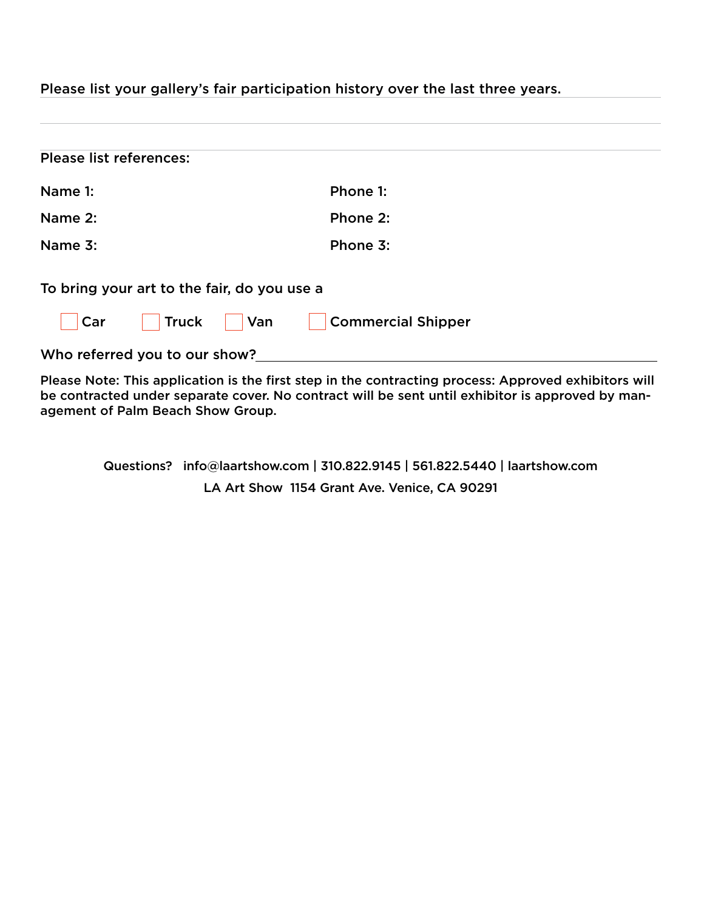Please list your gallery's fair participation history over the last three years.

Please list references:

Name 1: Phone 1:

Name 2: Phone 2:

Name 3: Phone 3:

To bring your art to the fair, do you use a

☐ Car ☐ Truck ☐ Van ☐ Commercial Shipper

Who referred you to our show?\_\_\_\_\_\_\_\_\_\_\_\_\_\_\_\_\_\_\_\_\_\_\_\_\_\_\_\_\_\_\_\_\_\_\_\_\_\_\_\_

Please Note: This application is the first step in the contracting process: Approved exhibitors will be contracted under separate cover. No contract will be sent until exhibitor is approved by management of Palm Beach Show Group.

Questions? info@laartshow.com | 310.822.9145 | 561.822.5440 | laartshow.com

LA Art Show 1154 Grant Ave. Venice, CA 90291